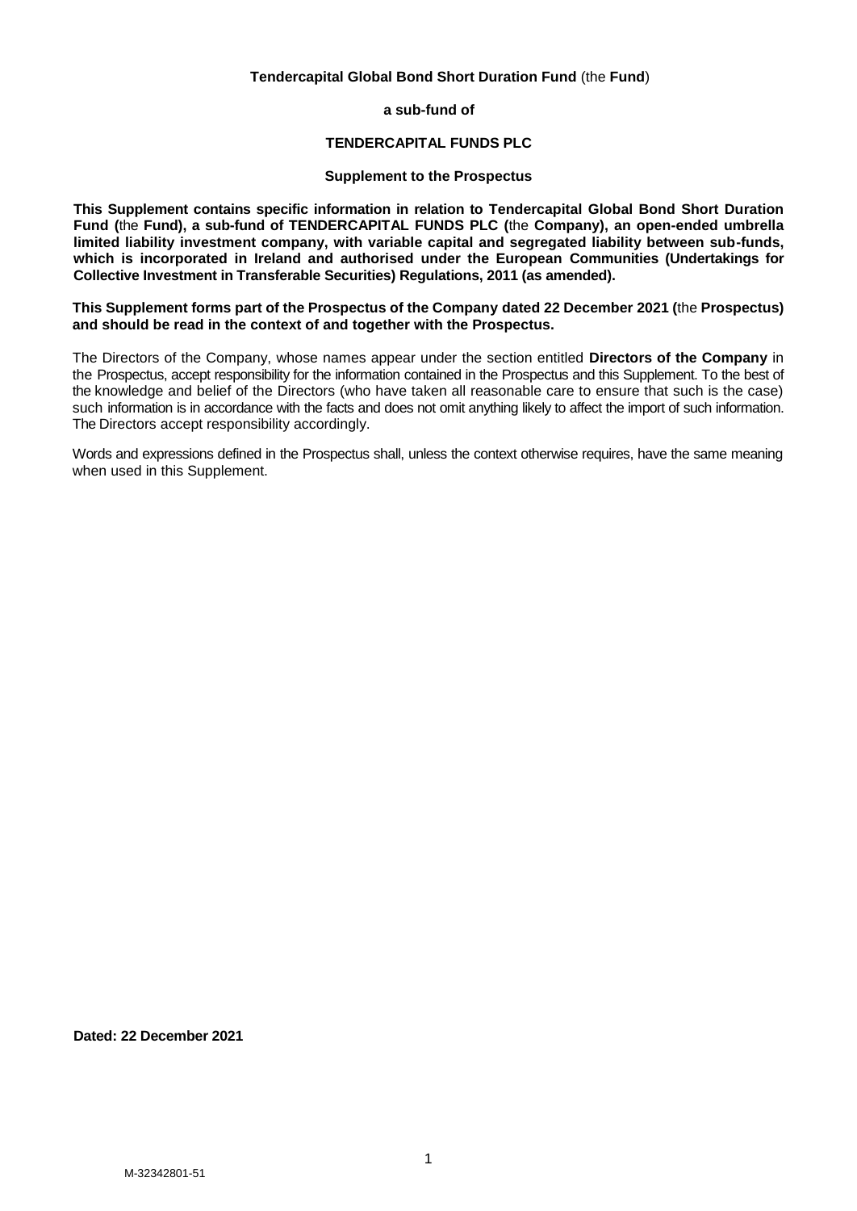**Tendercapital Global Bond Short Duration Fund** (the **Fund**)

**a sub-fund of**

**TENDERCAPITAL FUNDS PLC**

**Supplement to the Prospectus**

**This Supplement contains specific information in relation to Tendercapital Global Bond Short Duration Fund (**the **Fund), a sub-fund of TENDERCAPITAL FUNDS PLC (**the **Company), an open-ended umbrella limited liability investment company, with variable capital and segregated liability between sub-funds, which is incorporated in Ireland and authorised under the European Communities (Undertakings for Collective Investment in Transferable Securities) Regulations, 2011 (as amended).**

**This Supplement forms part of the Prospectus of the Company dated 22 December 2021 (**the **Prospectus) and should be read in the context of and together with the Prospectus.**

The Directors of the Company, whose names appear under the section entitled **Directors of the Company** in the Prospectus, accept responsibility for the information contained in the Prospectus and this Supplement. To the best of the knowledge and belief of the Directors (who have taken all reasonable care to ensure that such is the case) such information is in accordance with the facts and does not omit anything likely to affect the import of such information. The Directors accept responsibility accordingly.

Words and expressions defined in the Prospectus shall, unless the context otherwise requires, have the same meaning when used in this Supplement.

**Dated: 22 December 2021**

M-32342801-51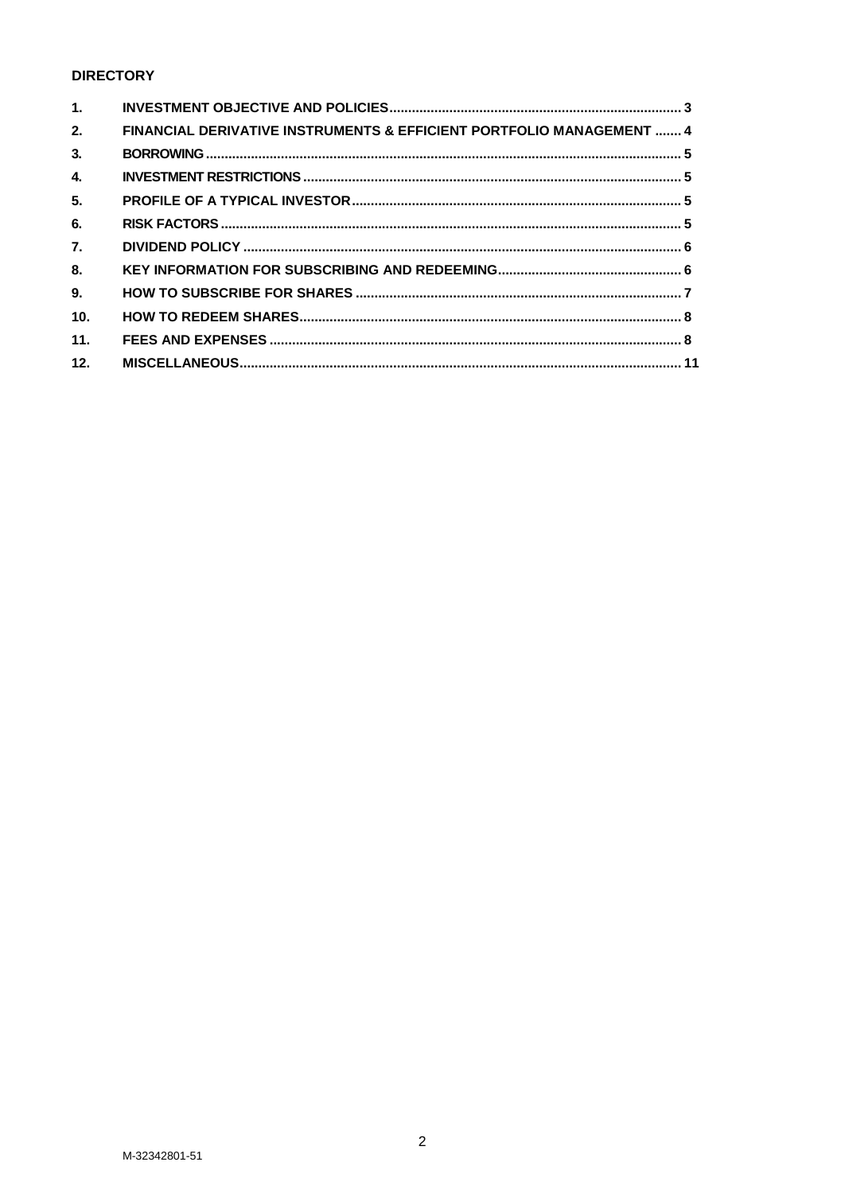**DIRECTORY**

1. INVESTMENT OBJECTIVE AND POLICIES .......... 3
2. FINANCIAL DERIVATIVE INSTRUMENTS & EFFICIENT PORTFOLIO MANAGEMENT .......... 4
3. BORROWING .......... 5
4. INVESTMENT RESTRICTIONS .......... 5
5. PROFILE OF A TYPICAL INVESTOR .......... 5
6. RISK FACTORS .......... 5
7. DIVIDEND POLICY .......... 6
8. KEY INFORMATION FOR SUBSCRIBING AND REDEEMING .......... 6
9. HOW TO SUBSCRIBE FOR SHARES .......... 7
10. HOW TO REDEEM SHARES .......... 8
11. FEES AND EXPENSES .......... 8
12. MISCELLANEOUS .......... 11

M-32342801-51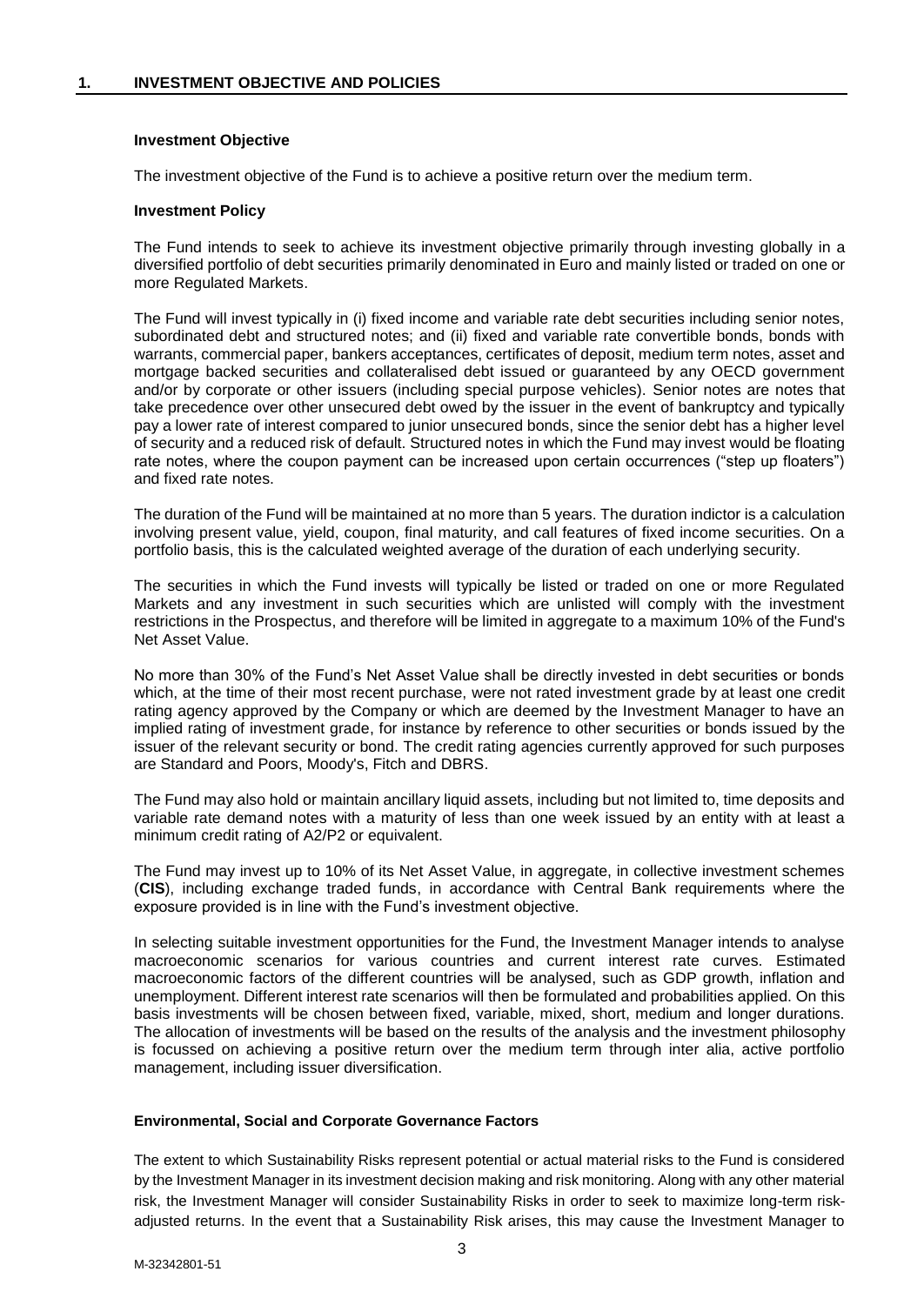## 1. INVESTMENT OBJECTIVE AND POLICIES

### Investment Objective

The investment objective of the Fund is to achieve a positive return over the medium term.

### Investment Policy

The Fund intends to seek to achieve its investment objective primarily through investing globally in a diversified portfolio of debt securities primarily denominated in Euro and mainly listed or traded on one or more Regulated Markets.

The Fund will invest typically in (i) fixed income and variable rate debt securities including senior notes, subordinated debt and structured notes; and (ii) fixed and variable rate convertible bonds, bonds with warrants, commercial paper, bankers acceptances, certificates of deposit, medium term notes, asset and mortgage backed securities and collateralised debt issued or guaranteed by any OECD government and/or by corporate or other issuers (including special purpose vehicles). Senior notes are notes that take precedence over other unsecured debt owed by the issuer in the event of bankruptcy and typically pay a lower rate of interest compared to junior unsecured bonds, since the senior debt has a higher level of security and a reduced risk of default. Structured notes in which the Fund may invest would be floating rate notes, where the coupon payment can be increased upon certain occurrences ("step up floaters") and fixed rate notes.

The duration of the Fund will be maintained at no more than 5 years. The duration indictor is a calculation involving present value, yield, coupon, final maturity, and call features of fixed income securities. On a portfolio basis, this is the calculated weighted average of the duration of each underlying security.

The securities in which the Fund invests will typically be listed or traded on one or more Regulated Markets and any investment in such securities which are unlisted will comply with the investment restrictions in the Prospectus, and therefore will be limited in aggregate to a maximum 10% of the Fund's Net Asset Value.

No more than 30% of the Fund's Net Asset Value shall be directly invested in debt securities or bonds which, at the time of their most recent purchase, were not rated investment grade by at least one credit rating agency approved by the Company or which are deemed by the Investment Manager to have an implied rating of investment grade, for instance by reference to other securities or bonds issued by the issuer of the relevant security or bond. The credit rating agencies currently approved for such purposes are Standard and Poors, Moody's, Fitch and DBRS.

The Fund may also hold or maintain ancillary liquid assets, including but not limited to, time deposits and variable rate demand notes with a maturity of less than one week issued by an entity with at least a minimum credit rating of A2/P2 or equivalent.

The Fund may invest up to 10% of its Net Asset Value, in aggregate, in collective investment schemes (**CIS**), including exchange traded funds, in accordance with Central Bank requirements where the exposure provided is in line with the Fund's investment objective.

In selecting suitable investment opportunities for the Fund, the Investment Manager intends to analyse macroeconomic scenarios for various countries and current interest rate curves. Estimated macroeconomic factors of the different countries will be analysed, such as GDP growth, inflation and unemployment. Different interest rate scenarios will then be formulated and probabilities applied. On this basis investments will be chosen between fixed, variable, mixed, short, medium and longer durations. The allocation of investments will be based on the results of the analysis and the investment philosophy is focussed on achieving a positive return over the medium term through inter alia, active portfolio management, including issuer diversification.

### Environmental, Social and Corporate Governance Factors

The extent to which Sustainability Risks represent potential or actual material risks to the Fund is considered by the Investment Manager in its investment decision making and risk monitoring. Along with any other material risk, the Investment Manager will consider Sustainability Risks in order to seek to maximize long-term risk-adjusted returns. In the event that a Sustainability Risk arises, this may cause the Investment Manager to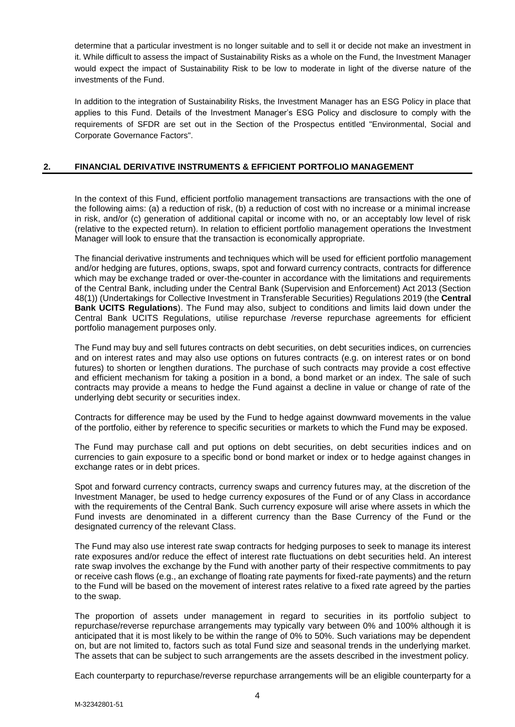determine that a particular investment is no longer suitable and to sell it or decide not make an investment in it. While difficult to assess the impact of Sustainability Risks as a whole on the Fund, the Investment Manager would expect the impact of Sustainability Risk to be low to moderate in light of the diverse nature of the investments of the Fund.

In addition to the integration of Sustainability Risks, the Investment Manager has an ESG Policy in place that applies to this Fund. Details of the Investment Manager's ESG Policy and disclosure to comply with the requirements of SFDR are set out in the Section of the Prospectus entitled "Environmental, Social and Corporate Governance Factors".

## 2. FINANCIAL DERIVATIVE INSTRUMENTS & EFFICIENT PORTFOLIO MANAGEMENT

In the context of this Fund, efficient portfolio management transactions are transactions with the one of the following aims: (a) a reduction of risk, (b) a reduction of cost with no increase or a minimal increase in risk, and/or (c) generation of additional capital or income with no, or an acceptably low level of risk (relative to the expected return). In relation to efficient portfolio management operations the Investment Manager will look to ensure that the transaction is economically appropriate.

The financial derivative instruments and techniques which will be used for efficient portfolio management and/or hedging are futures, options, swaps, spot and forward currency contracts, contracts for difference which may be exchange traded or over-the-counter in accordance with the limitations and requirements of the Central Bank, including under the Central Bank (Supervision and Enforcement) Act 2013 (Section 48(1)) (Undertakings for Collective Investment in Transferable Securities) Regulations 2019 (the **Central Bank UCITS Regulations**). The Fund may also, subject to conditions and limits laid down under the Central Bank UCITS Regulations, utilise repurchase /reverse repurchase agreements for efficient portfolio management purposes only.

The Fund may buy and sell futures contracts on debt securities, on debt securities indices, on currencies and on interest rates and may also use options on futures contracts (e.g. on interest rates or on bond futures) to shorten or lengthen durations. The purchase of such contracts may provide a cost effective and efficient mechanism for taking a position in a bond, a bond market or an index. The sale of such contracts may provide a means to hedge the Fund against a decline in value or change of rate of the underlying debt security or securities index.

Contracts for difference may be used by the Fund to hedge against downward movements in the value of the portfolio, either by reference to specific securities or markets to which the Fund may be exposed.

The Fund may purchase call and put options on debt securities, on debt securities indices and on currencies to gain exposure to a specific bond or bond market or index or to hedge against changes in exchange rates or in debt prices.

Spot and forward currency contracts, currency swaps and currency futures may, at the discretion of the Investment Manager, be used to hedge currency exposures of the Fund or of any Class in accordance with the requirements of the Central Bank. Such currency exposure will arise where assets in which the Fund invests are denominated in a different currency than the Base Currency of the Fund or the designated currency of the relevant Class.

The Fund may also use interest rate swap contracts for hedging purposes to seek to manage its interest rate exposures and/or reduce the effect of interest rate fluctuations on debt securities held. An interest rate swap involves the exchange by the Fund with another party of their respective commitments to pay or receive cash flows (e.g., an exchange of floating rate payments for fixed-rate payments) and the return to the Fund will be based on the movement of interest rates relative to a fixed rate agreed by the parties to the swap.

The proportion of assets under management in regard to securities in its portfolio subject to repurchase/reverse repurchase arrangements may typically vary between 0% and 100% although it is anticipated that it is most likely to be within the range of 0% to 50%. Such variations may be dependent on, but are not limited to, factors such as total Fund size and seasonal trends in the underlying market. The assets that can be subject to such arrangements are the assets described in the investment policy.

Each counterparty to repurchase/reverse repurchase arrangements will be an eligible counterparty for a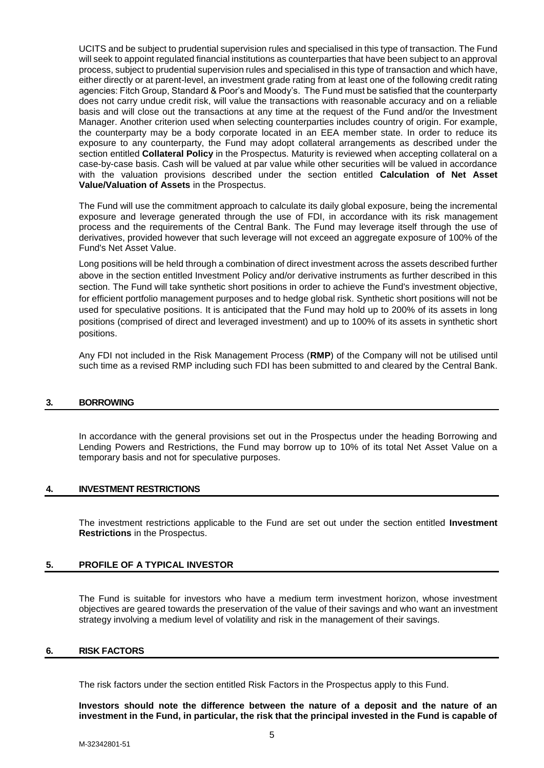UCITS and be subject to prudential supervision rules and specialised in this type of transaction. The Fund will seek to appoint regulated financial institutions as counterparties that have been subject to an approval process, subject to prudential supervision rules and specialised in this type of transaction and which have, either directly or at parent-level, an investment grade rating from at least one of the following credit rating agencies: Fitch Group, Standard & Poor's and Moody's. The Fund must be satisfied that the counterparty does not carry undue credit risk, will value the transactions with reasonable accuracy and on a reliable basis and will close out the transactions at any time at the request of the Fund and/or the Investment Manager. Another criterion used when selecting counterparties includes country of origin. For example, the counterparty may be a body corporate located in an EEA member state. In order to reduce its exposure to any counterparty, the Fund may adopt collateral arrangements as described under the section entitled **Collateral Policy** in the Prospectus. Maturity is reviewed when accepting collateral on a case-by-case basis. Cash will be valued at par value while other securities will be valued in accordance with the valuation provisions described under the section entitled **Calculation of Net Asset Value/Valuation of Assets** in the Prospectus.

The Fund will use the commitment approach to calculate its daily global exposure, being the incremental exposure and leverage generated through the use of FDI, in accordance with its risk management process and the requirements of the Central Bank. The Fund may leverage itself through the use of derivatives, provided however that such leverage will not exceed an aggregate exposure of 100% of the Fund's Net Asset Value.

Long positions will be held through a combination of direct investment across the assets described further above in the section entitled Investment Policy and/or derivative instruments as further described in this section. The Fund will take synthetic short positions in order to achieve the Fund's investment objective, for efficient portfolio management purposes and to hedge global risk. Synthetic short positions will not be used for speculative positions. It is anticipated that the Fund may hold up to 200% of its assets in long positions (comprised of direct and leveraged investment) and up to 100% of its assets in synthetic short positions.

Any FDI not included in the Risk Management Process (**RMP**) of the Company will not be utilised until such time as a revised RMP including such FDI has been submitted to and cleared by the Central Bank.

## 3. BORROWING

In accordance with the general provisions set out in the Prospectus under the heading Borrowing and Lending Powers and Restrictions, the Fund may borrow up to 10% of its total Net Asset Value on a temporary basis and not for speculative purposes.

## 4. INVESTMENT RESTRICTIONS

The investment restrictions applicable to the Fund are set out under the section entitled **Investment Restrictions** in the Prospectus.

## 5. PROFILE OF A TYPICAL INVESTOR

The Fund is suitable for investors who have a medium term investment horizon, whose investment objectives are geared towards the preservation of the value of their savings and who want an investment strategy involving a medium level of volatility and risk in the management of their savings.

## 6. RISK FACTORS

The risk factors under the section entitled Risk Factors in the Prospectus apply to this Fund.

**Investors should note the difference between the nature of a deposit and the nature of an investment in the Fund, in particular, the risk that the principal invested in the Fund is capable of**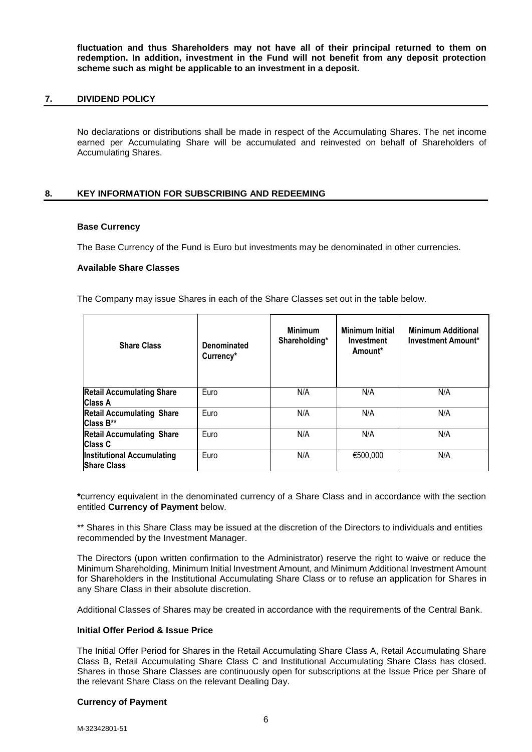**fluctuation and thus Shareholders may not have all of their principal returned to them on redemption. In addition, investment in the Fund will not benefit from any deposit protection scheme such as might be applicable to an investment in a deposit.**

## 7. DIVIDEND POLICY

No declarations or distributions shall be made in respect of the Accumulating Shares. The net income earned per Accumulating Share will be accumulated and reinvested on behalf of Shareholders of Accumulating Shares.

## 8. KEY INFORMATION FOR SUBSCRIBING AND REDEEMING

### Base Currency

The Base Currency of the Fund is Euro but investments may be denominated in other currencies.

### Available Share Classes

The Company may issue Shares in each of the Share Classes set out in the table below.

| Share Class | Denominated Currency* | Minimum Shareholding* | Minimum Initial Investment Amount* | Minimum Additional Investment Amount* |
|---|---|---|---|---|
| Retail Accumulating Share Class A | Euro | N/A | N/A | N/A |
| Retail Accumulating Share Class B** | Euro | N/A | N/A | N/A |
| Retail Accumulating Share Class C | Euro | N/A | N/A | N/A |
| Institutional Accumulating Share Class | Euro | N/A | €500,000 | N/A |

**\***currency equivalent in the denominated currency of a Share Class and in accordance with the section entitled **Currency of Payment** below.

** Shares in this Share Class may be issued at the discretion of the Directors to individuals and entities recommended by the Investment Manager.

The Directors (upon written confirmation to the Administrator) reserve the right to waive or reduce the Minimum Shareholding, Minimum Initial Investment Amount, and Minimum Additional Investment Amount for Shareholders in the Institutional Accumulating Share Class or to refuse an application for Shares in any Share Class in their absolute discretion.

Additional Classes of Shares may be created in accordance with the requirements of the Central Bank.

### Initial Offer Period & Issue Price

The Initial Offer Period for Shares in the Retail Accumulating Share Class A, Retail Accumulating Share Class B, Retail Accumulating Share Class C and Institutional Accumulating Share Class has closed. Shares in those Share Classes are continuously open for subscriptions at the Issue Price per Share of the relevant Share Class on the relevant Dealing Day.

### Currency of Payment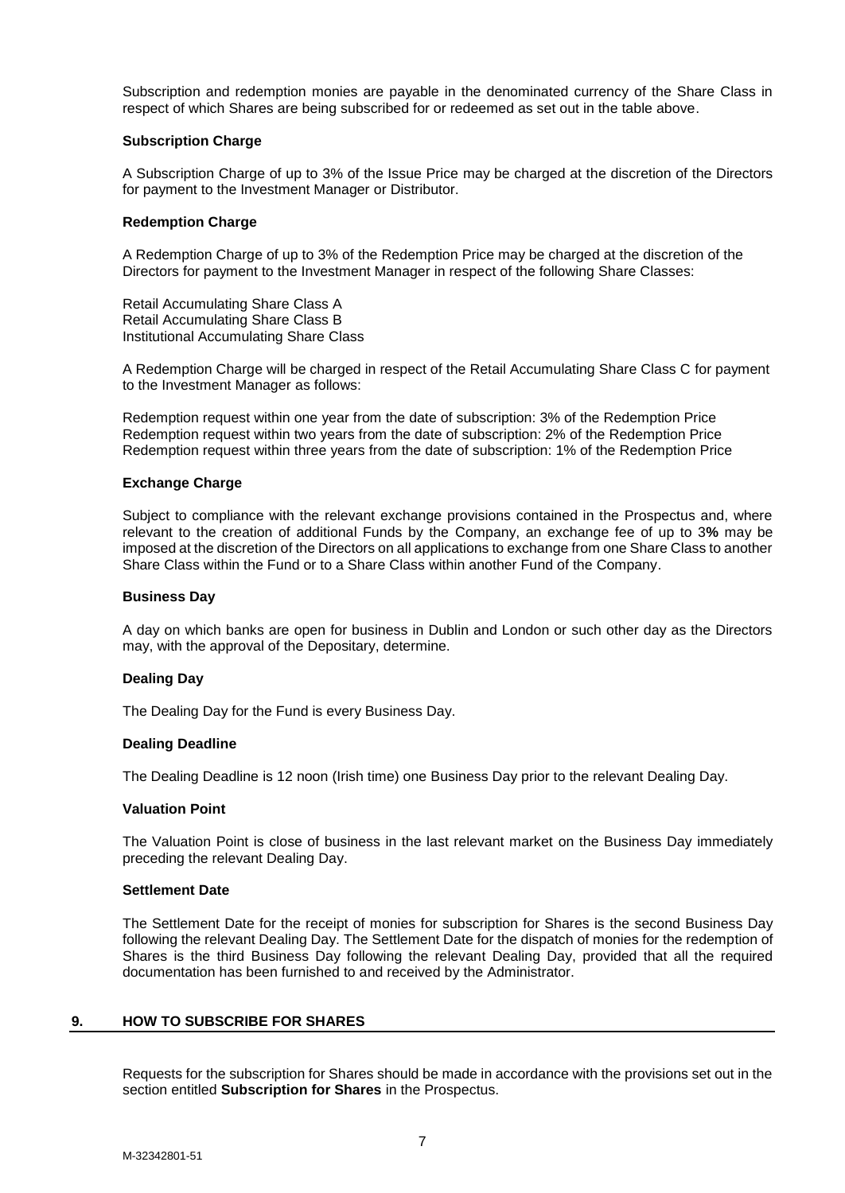Subscription and redemption monies are payable in the denominated currency of the Share Class in respect of which Shares are being subscribed for or redeemed as set out in the table above.

**Subscription Charge**

A Subscription Charge of up to 3% of the Issue Price may be charged at the discretion of the Directors for payment to the Investment Manager or Distributor.

**Redemption Charge**

A Redemption Charge of up to 3% of the Redemption Price may be charged at the discretion of the Directors for payment to the Investment Manager in respect of the following Share Classes:

Retail Accumulating Share Class A
Retail Accumulating Share Class B
Institutional Accumulating Share Class

A Redemption Charge will be charged in respect of the Retail Accumulating Share Class C for payment to the Investment Manager as follows:

Redemption request within one year from the date of subscription: 3% of the Redemption Price
Redemption request within two years from the date of subscription: 2% of the Redemption Price
Redemption request within three years from the date of subscription: 1% of the Redemption Price

**Exchange Charge**

Subject to compliance with the relevant exchange provisions contained in the Prospectus and, where relevant to the creation of additional Funds by the Company, an exchange fee of up to 3**%** may be imposed at the discretion of the Directors on all applications to exchange from one Share Class to another Share Class within the Fund or to a Share Class within another Fund of the Company.

**Business Day**

A day on which banks are open for business in Dublin and London or such other day as the Directors may, with the approval of the Depositary, determine.

**Dealing Day**

The Dealing Day for the Fund is every Business Day.

**Dealing Deadline**

The Dealing Deadline is 12 noon (Irish time) one Business Day prior to the relevant Dealing Day.

**Valuation Point**

The Valuation Point is close of business in the last relevant market on the Business Day immediately preceding the relevant Dealing Day.

**Settlement Date**

The Settlement Date for the receipt of monies for subscription for Shares is the second Business Day following the relevant Dealing Day. The Settlement Date for the dispatch of monies for the redemption of Shares is the third Business Day following the relevant Dealing Day, provided that all the required documentation has been furnished to and received by the Administrator.

## 9. HOW TO SUBSCRIBE FOR SHARES

Requests for the subscription for Shares should be made in accordance with the provisions set out in the section entitled **Subscription for Shares** in the Prospectus.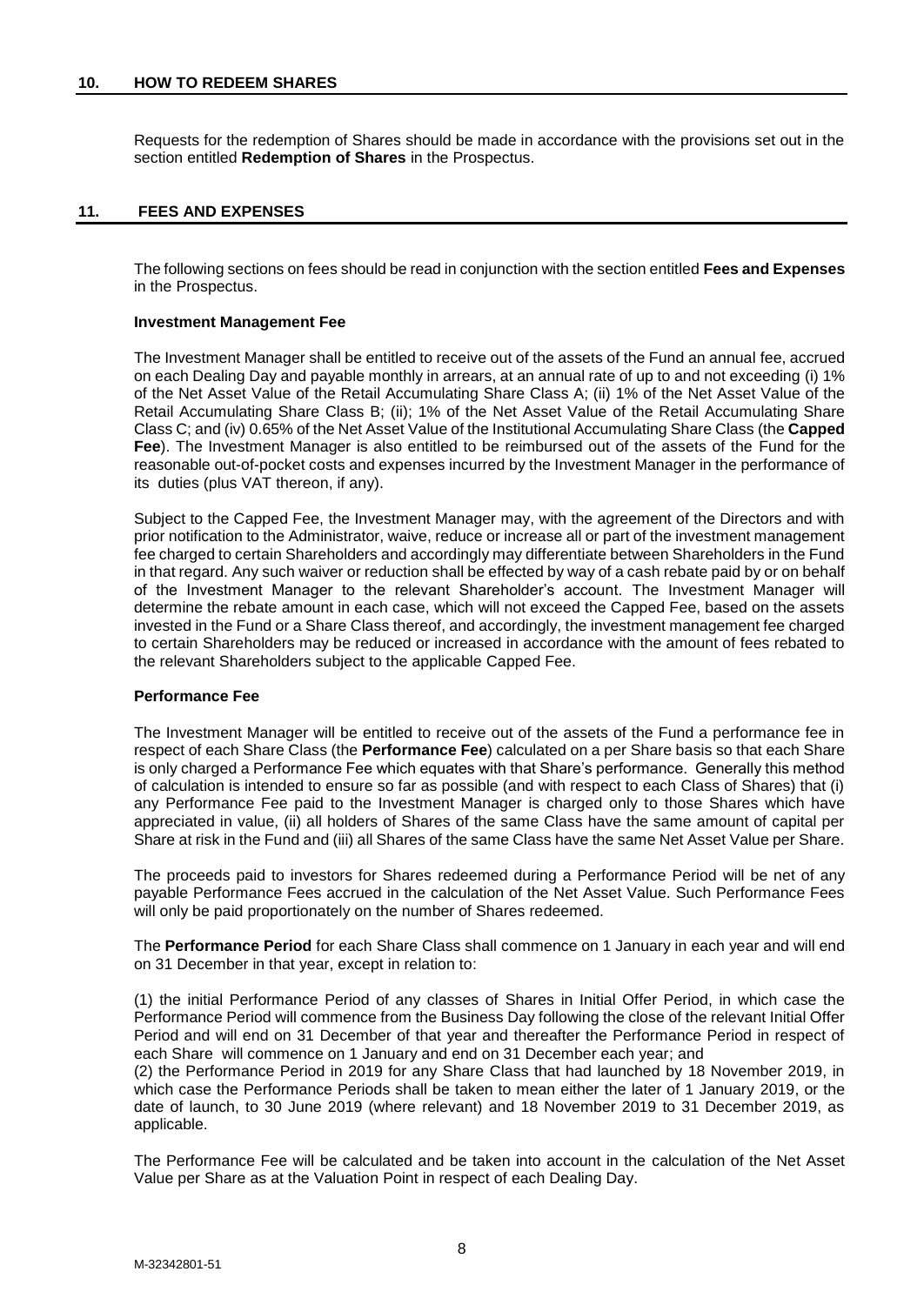## 10. HOW TO REDEEM SHARES

Requests for the redemption of Shares should be made in accordance with the provisions set out in the section entitled **Redemption of Shares** in the Prospectus.

## 11. FEES AND EXPENSES

The following sections on fees should be read in conjunction with the section entitled **Fees and Expenses** in the Prospectus.

**Investment Management Fee**

The Investment Manager shall be entitled to receive out of the assets of the Fund an annual fee, accrued on each Dealing Day and payable monthly in arrears, at an annual rate of up to and not exceeding (i) 1% of the Net Asset Value of the Retail Accumulating Share Class A; (ii) 1% of the Net Asset Value of the Retail Accumulating Share Class B; (ii); 1% of the Net Asset Value of the Retail Accumulating Share Class C; and (iv) 0.65% of the Net Asset Value of the Institutional Accumulating Share Class (the **Capped Fee**). The Investment Manager is also entitled to be reimbursed out of the assets of the Fund for the reasonable out-of-pocket costs and expenses incurred by the Investment Manager in the performance of its duties (plus VAT thereon, if any).

Subject to the Capped Fee, the Investment Manager may, with the agreement of the Directors and with prior notification to the Administrator, waive, reduce or increase all or part of the investment management fee charged to certain Shareholders and accordingly may differentiate between Shareholders in the Fund in that regard. Any such waiver or reduction shall be effected by way of a cash rebate paid by or on behalf of the Investment Manager to the relevant Shareholder's account. The Investment Manager will determine the rebate amount in each case, which will not exceed the Capped Fee, based on the assets invested in the Fund or a Share Class thereof, and accordingly, the investment management fee charged to certain Shareholders may be reduced or increased in accordance with the amount of fees rebated to the relevant Shareholders subject to the applicable Capped Fee.

**Performance Fee**

The Investment Manager will be entitled to receive out of the assets of the Fund a performance fee in respect of each Share Class (the **Performance Fee**) calculated on a per Share basis so that each Share is only charged a Performance Fee which equates with that Share's performance. Generally this method of calculation is intended to ensure so far as possible (and with respect to each Class of Shares) that (i) any Performance Fee paid to the Investment Manager is charged only to those Shares which have appreciated in value, (ii) all holders of Shares of the same Class have the same amount of capital per Share at risk in the Fund and (iii) all Shares of the same Class have the same Net Asset Value per Share.

The proceeds paid to investors for Shares redeemed during a Performance Period will be net of any payable Performance Fees accrued in the calculation of the Net Asset Value. Such Performance Fees will only be paid proportionately on the number of Shares redeemed.

The **Performance Period** for each Share Class shall commence on 1 January in each year and will end on 31 December in that year, except in relation to:

(1) the initial Performance Period of any classes of Shares in Initial Offer Period, in which case the Performance Period will commence from the Business Day following the close of the relevant Initial Offer Period and will end on 31 December of that year and thereafter the Performance Period in respect of each Share will commence on 1 January and end on 31 December each year; and

(2) the Performance Period in 2019 for any Share Class that had launched by 18 November 2019, in which case the Performance Periods shall be taken to mean either the later of 1 January 2019, or the date of launch, to 30 June 2019 (where relevant) and 18 November 2019 to 31 December 2019, as applicable.

The Performance Fee will be calculated and be taken into account in the calculation of the Net Asset Value per Share as at the Valuation Point in respect of each Dealing Day.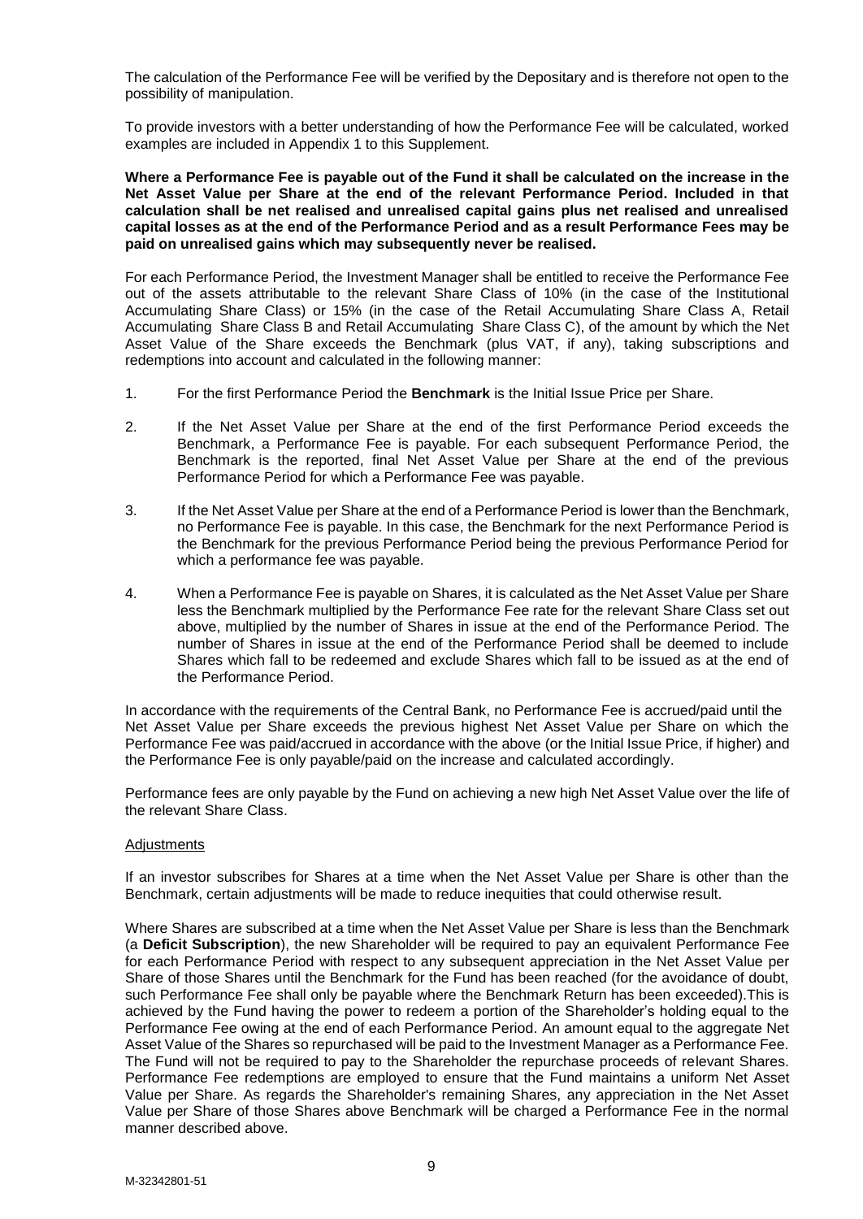The calculation of the Performance Fee will be verified by the Depositary and is therefore not open to the possibility of manipulation.

To provide investors with a better understanding of how the Performance Fee will be calculated, worked examples are included in Appendix 1 to this Supplement.

**Where a Performance Fee is payable out of the Fund it shall be calculated on the increase in the Net Asset Value per Share at the end of the relevant Performance Period. Included in that calculation shall be net realised and unrealised capital gains plus net realised and unrealised capital losses as at the end of the Performance Period and as a result Performance Fees may be paid on unrealised gains which may subsequently never be realised.**

For each Performance Period, the Investment Manager shall be entitled to receive the Performance Fee out of the assets attributable to the relevant Share Class of 10% (in the case of the Institutional Accumulating Share Class) or 15% (in the case of the Retail Accumulating Share Class A, Retail Accumulating Share Class B and Retail Accumulating Share Class C), of the amount by which the Net Asset Value of the Share exceeds the Benchmark (plus VAT, if any), taking subscriptions and redemptions into account and calculated in the following manner:

1. For the first Performance Period the **Benchmark** is the Initial Issue Price per Share.

2. If the Net Asset Value per Share at the end of the first Performance Period exceeds the Benchmark, a Performance Fee is payable. For each subsequent Performance Period, the Benchmark is the reported, final Net Asset Value per Share at the end of the previous Performance Period for which a Performance Fee was payable.

3. If the Net Asset Value per Share at the end of a Performance Period is lower than the Benchmark, no Performance Fee is payable. In this case, the Benchmark for the next Performance Period is the Benchmark for the previous Performance Period being the previous Performance Period for which a performance fee was payable.

4. When a Performance Fee is payable on Shares, it is calculated as the Net Asset Value per Share less the Benchmark multiplied by the Performance Fee rate for the relevant Share Class set out above, multiplied by the number of Shares in issue at the end of the Performance Period. The number of Shares in issue at the end of the Performance Period shall be deemed to include Shares which fall to be redeemed and exclude Shares which fall to be issued as at the end of the Performance Period.

In accordance with the requirements of the Central Bank, no Performance Fee is accrued/paid until the Net Asset Value per Share exceeds the previous highest Net Asset Value per Share on which the Performance Fee was paid/accrued in accordance with the above (or the Initial Issue Price, if higher) and the Performance Fee is only payable/paid on the increase and calculated accordingly.

Performance fees are only payable by the Fund on achieving a new high Net Asset Value over the life of the relevant Share Class.

Adjustments

If an investor subscribes for Shares at a time when the Net Asset Value per Share is other than the Benchmark, certain adjustments will be made to reduce inequities that could otherwise result.

Where Shares are subscribed at a time when the Net Asset Value per Share is less than the Benchmark (a **Deficit Subscription**), the new Shareholder will be required to pay an equivalent Performance Fee for each Performance Period with respect to any subsequent appreciation in the Net Asset Value per Share of those Shares until the Benchmark for the Fund has been reached (for the avoidance of doubt, such Performance Fee shall only be payable where the Benchmark Return has been exceeded).This is achieved by the Fund having the power to redeem a portion of the Shareholder's holding equal to the Performance Fee owing at the end of each Performance Period. An amount equal to the aggregate Net Asset Value of the Shares so repurchased will be paid to the Investment Manager as a Performance Fee. The Fund will not be required to pay to the Shareholder the repurchase proceeds of relevant Shares. Performance Fee redemptions are employed to ensure that the Fund maintains a uniform Net Asset Value per Share. As regards the Shareholder's remaining Shares, any appreciation in the Net Asset Value per Share of those Shares above Benchmark will be charged a Performance Fee in the normal manner described above.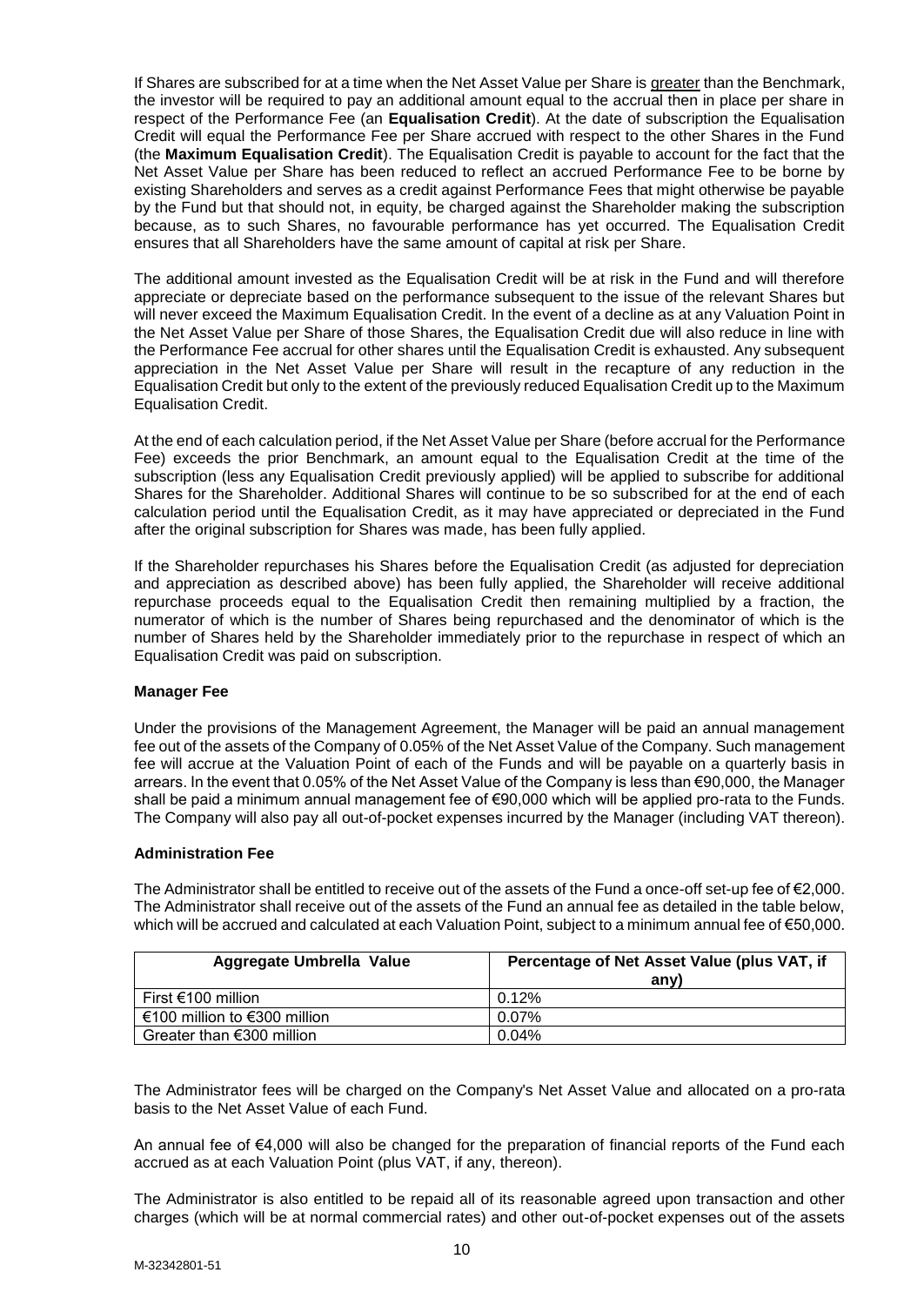If Shares are subscribed for at a time when the Net Asset Value per Share is greater than the Benchmark, the investor will be required to pay an additional amount equal to the accrual then in place per share in respect of the Performance Fee (an **Equalisation Credit**). At the date of subscription the Equalisation Credit will equal the Performance Fee per Share accrued with respect to the other Shares in the Fund (the **Maximum Equalisation Credit**). The Equalisation Credit is payable to account for the fact that the Net Asset Value per Share has been reduced to reflect an accrued Performance Fee to be borne by existing Shareholders and serves as a credit against Performance Fees that might otherwise be payable by the Fund but that should not, in equity, be charged against the Shareholder making the subscription because, as to such Shares, no favourable performance has yet occurred. The Equalisation Credit ensures that all Shareholders have the same amount of capital at risk per Share.

The additional amount invested as the Equalisation Credit will be at risk in the Fund and will therefore appreciate or depreciate based on the performance subsequent to the issue of the relevant Shares but will never exceed the Maximum Equalisation Credit. In the event of a decline as at any Valuation Point in the Net Asset Value per Share of those Shares, the Equalisation Credit due will also reduce in line with the Performance Fee accrual for other shares until the Equalisation Credit is exhausted. Any subsequent appreciation in the Net Asset Value per Share will result in the recapture of any reduction in the Equalisation Credit but only to the extent of the previously reduced Equalisation Credit up to the Maximum Equalisation Credit.

At the end of each calculation period, if the Net Asset Value per Share (before accrual for the Performance Fee) exceeds the prior Benchmark, an amount equal to the Equalisation Credit at the time of the subscription (less any Equalisation Credit previously applied) will be applied to subscribe for additional Shares for the Shareholder. Additional Shares will continue to be so subscribed for at the end of each calculation period until the Equalisation Credit, as it may have appreciated or depreciated in the Fund after the original subscription for Shares was made, has been fully applied.

If the Shareholder repurchases his Shares before the Equalisation Credit (as adjusted for depreciation and appreciation as described above) has been fully applied, the Shareholder will receive additional repurchase proceeds equal to the Equalisation Credit then remaining multiplied by a fraction, the numerator of which is the number of Shares being repurchased and the denominator of which is the number of Shares held by the Shareholder immediately prior to the repurchase in respect of which an Equalisation Credit was paid on subscription.

**Manager Fee**

Under the provisions of the Management Agreement, the Manager will be paid an annual management fee out of the assets of the Company of 0.05% of the Net Asset Value of the Company. Such management fee will accrue at the Valuation Point of each of the Funds and will be payable on a quarterly basis in arrears. In the event that 0.05% of the Net Asset Value of the Company is less than €90,000, the Manager shall be paid a minimum annual management fee of €90,000 which will be applied pro-rata to the Funds. The Company will also pay all out-of-pocket expenses incurred by the Manager (including VAT thereon).

**Administration Fee**

The Administrator shall be entitled to receive out of the assets of the Fund a once-off set-up fee of €2,000. The Administrator shall receive out of the assets of the Fund an annual fee as detailed in the table below, which will be accrued and calculated at each Valuation Point, subject to a minimum annual fee of €50,000.

| Aggregate Umbrella Value | Percentage of Net Asset Value (plus VAT, if any) |
|---|---|
| First €100 million | 0.12% |
| €100 million to €300 million | 0.07% |
| Greater than €300 million | 0.04% |

The Administrator fees will be charged on the Company's Net Asset Value and allocated on a pro-rata basis to the Net Asset Value of each Fund.

An annual fee of €4,000 will also be changed for the preparation of financial reports of the Fund each accrued as at each Valuation Point (plus VAT, if any, thereon).

The Administrator is also entitled to be repaid all of its reasonable agreed upon transaction and other charges (which will be at normal commercial rates) and other out-of-pocket expenses out of the assets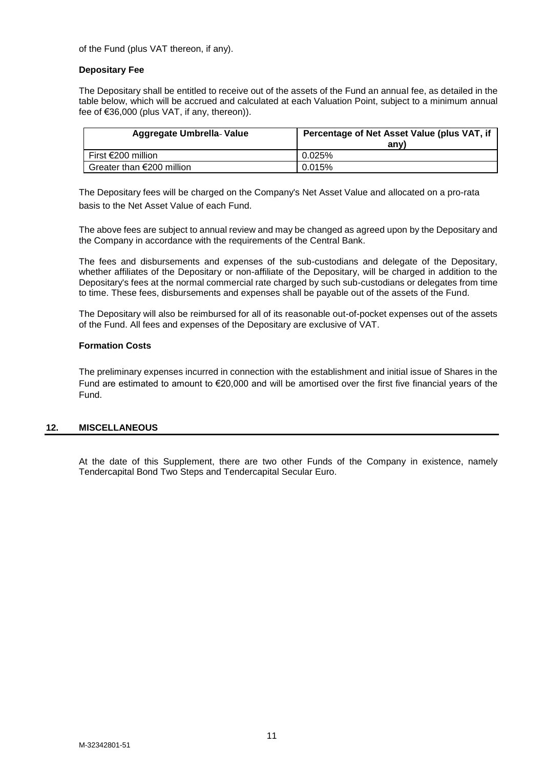of the Fund (plus VAT thereon, if any).

**Depositary Fee**

The Depositary shall be entitled to receive out of the assets of the Fund an annual fee, as detailed in the table below, which will be accrued and calculated at each Valuation Point, subject to a minimum annual fee of €36,000 (plus VAT, if any, thereon)).

| Aggregate Umbrella- Value | Percentage of Net Asset Value (plus VAT, if any) |
|---|---|
| First €200 million | 0.025% |
| Greater than €200 million | 0.015% |

The Depositary fees will be charged on the Company's Net Asset Value and allocated on a pro-rata basis to the Net Asset Value of each Fund.

The above fees are subject to annual review and may be changed as agreed upon by the Depositary and the Company in accordance with the requirements of the Central Bank.

The fees and disbursements and expenses of the sub-custodians and delegate of the Depositary, whether affiliates of the Depositary or non-affiliate of the Depositary, will be charged in addition to the Depositary's fees at the normal commercial rate charged by such sub-custodians or delegates from time to time. These fees, disbursements and expenses shall be payable out of the assets of the Fund.

The Depositary will also be reimbursed for all of its reasonable out-of-pocket expenses out of the assets of the Fund. All fees and expenses of the Depositary are exclusive of VAT.

**Formation Costs**

The preliminary expenses incurred in connection with the establishment and initial issue of Shares in the Fund are estimated to amount to €20,000 and will be amortised over the first five financial years of the Fund.

## 12. MISCELLANEOUS

At the date of this Supplement, there are two other Funds of the Company in existence, namely Tendercapital Bond Two Steps and Tendercapital Secular Euro.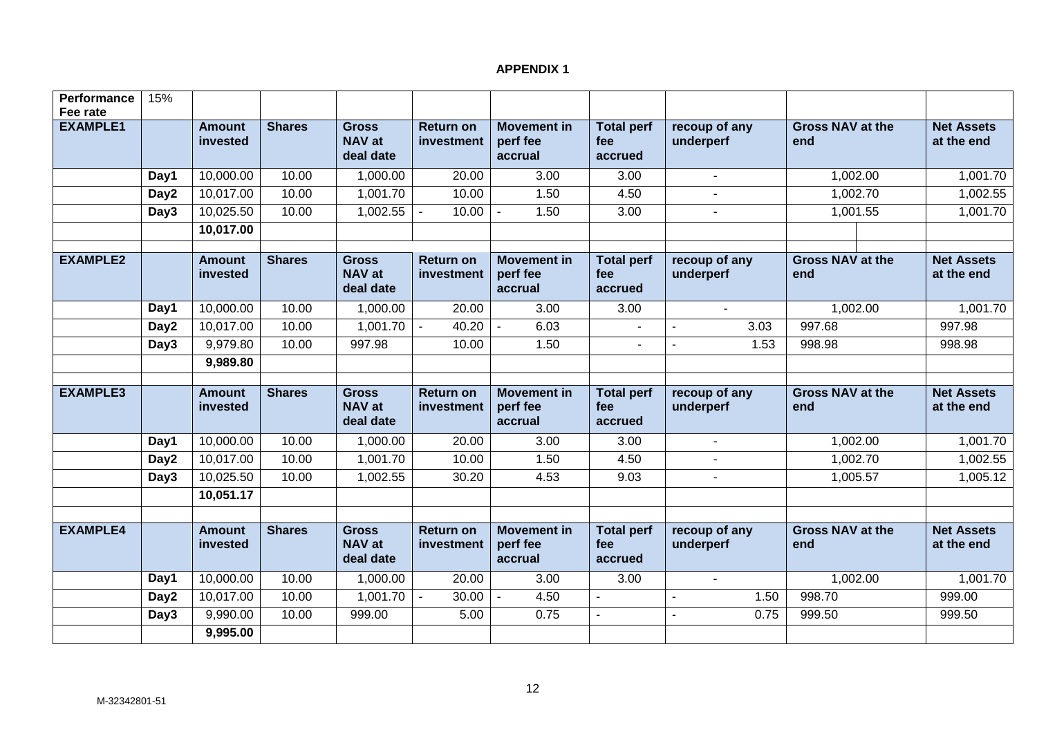# APPENDIX 1

| Performance Fee rate | 15% | | | | | | | | | |
|---|---|---|---|---|---|---|---|---|---|---|
| **EXAMPLE1** | | **Amount invested** | **Shares** | **Gross NAV at deal date** | **Return on investment** | **Movement in perf fee accrual** | **Total perf fee accrued** | **recoup of any underperf** | **Gross NAV at the end** | **Net Assets at the end** |
| | **Day1** | 10,000.00 | 10.00 | 1,000.00 | 20.00 | 3.00 | 3.00 | - | 1,002.00 | 1,001.70 |
| | **Day2** | 10,017.00 | 10.00 | 1,001.70 | 10.00 | 1.50 | 4.50 | - | 1,002.70 | 1,002.55 |
| | **Day3** | 10,025.50 | 10.00 | 1,002.55 | - 10.00 | - 1.50 | 3.00 | - | 1,001.55 | 1,001.70 |
| | | **10,017.00** | | | | | | | | |
| | | | | | | | | | | |
| **EXAMPLE2** | | **Amount invested** | **Shares** | **Gross NAV at deal date** | **Return on investment** | **Movement in perf fee accrual** | **Total perf fee accrued** | **recoup of any underperf** | **Gross NAV at the end** | **Net Assets at the end** |
| | **Day1** | 10,000.00 | 10.00 | 1,000.00 | 20.00 | 3.00 | 3.00 | - | 1,002.00 | 1,001.70 |
| | **Day2** | 10,017.00 | 10.00 | 1,001.70 | - 40.20 | - 6.03 | - | - 3.03 | 997.68 | 997.98 |
| | **Day3** | 9,979.80 | 10.00 | 997.98 | 10.00 | 1.50 | - | - 1.53 | 998.98 | 998.98 |
| | | **9,989.80** | | | | | | | | |
| | | | | | | | | | | |
| **EXAMPLE3** | | **Amount invested** | **Shares** | **Gross NAV at deal date** | **Return on investment** | **Movement in perf fee accrual** | **Total perf fee accrued** | **recoup of any underperf** | **Gross NAV at the end** | **Net Assets at the end** |
| | **Day1** | 10,000.00 | 10.00 | 1,000.00 | 20.00 | 3.00 | 3.00 | - | 1,002.00 | 1,001.70 |
| | **Day2** | 10,017.00 | 10.00 | 1,001.70 | 10.00 | 1.50 | 4.50 | - | 1,002.70 | 1,002.55 |
| | **Day3** | 10,025.50 | 10.00 | 1,002.55 | 30.20 | 4.53 | 9.03 | - | 1,005.57 | 1,005.12 |
| | | **10,051.17** | | | | | | | | |
| | | | | | | | | | | |
| **EXAMPLE4** | | **Amount invested** | **Shares** | **Gross NAV at deal date** | **Return on investment** | **Movement in perf fee accrual** | **Total perf fee accrued** | **recoup of any underperf** | **Gross NAV at the end** | **Net Assets at the end** |
| | **Day1** | 10,000.00 | 10.00 | 1,000.00 | 20.00 | 3.00 | 3.00 | - | 1,002.00 | 1,001.70 |
| | **Day2** | 10,017.00 | 10.00 | 1,001.70 | - 30.00 | - 4.50 | - | - 1.50 | 998.70 | 999.00 |
| | **Day3** | 9,990.00 | 10.00 | 999.00 | 5.00 | 0.75 | - | - 0.75 | 999.50 | 999.50 |
| | | **9,995.00** | | | | | | | | |

M-32342801-51